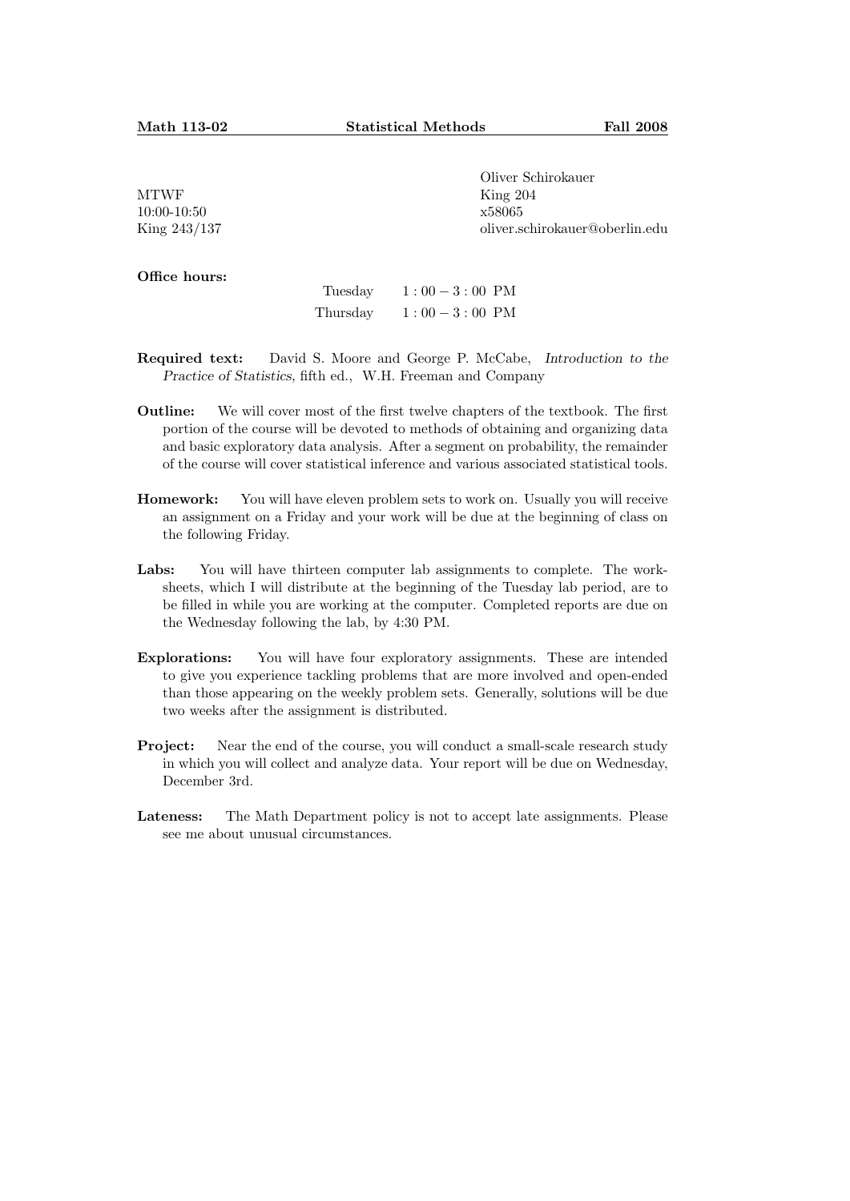**Math 113-02** | **Statistical Methods** | **Fall 2008**

MTWF
10:00-10:50
King 243/137

Oliver Schirokauer
King 204
x58065
oliver.schirokauer@oberlin.edu

**Office hours:**

| | |
|---|---|
| Tuesday | 1:00 – 3:00 PM |
| Thursday | 1:00 – 3:00 PM |

**Required text:** David S. Moore and George P. McCabe, *Introduction to the Practice of Statistics*, fifth ed., W.H. Freeman and Company

**Outline:** We will cover most of the first twelve chapters of the textbook. The first portion of the course will be devoted to methods of obtaining and organizing data and basic exploratory data analysis. After a segment on probability, the remainder of the course will cover statistical inference and various associated statistical tools.

**Homework:** You will have eleven problem sets to work on. Usually you will receive an assignment on a Friday and your work will be due at the beginning of class on the following Friday.

**Labs:** You will have thirteen computer lab assignments to complete. The worksheets, which I will distribute at the beginning of the Tuesday lab period, are to be filled in while you are working at the computer. Completed reports are due on the Wednesday following the lab, by 4:30 PM.

**Explorations:** You will have four exploratory assignments. These are intended to give you experience tackling problems that are more involved and open-ended than those appearing on the weekly problem sets. Generally, solutions will be due two weeks after the assignment is distributed.

**Project:** Near the end of the course, you will conduct a small-scale research study in which you will collect and analyze data. Your report will be due on Wednesday, December 3rd.

**Lateness:** The Math Department policy is not to accept late assignments. Please see me about unusual circumstances.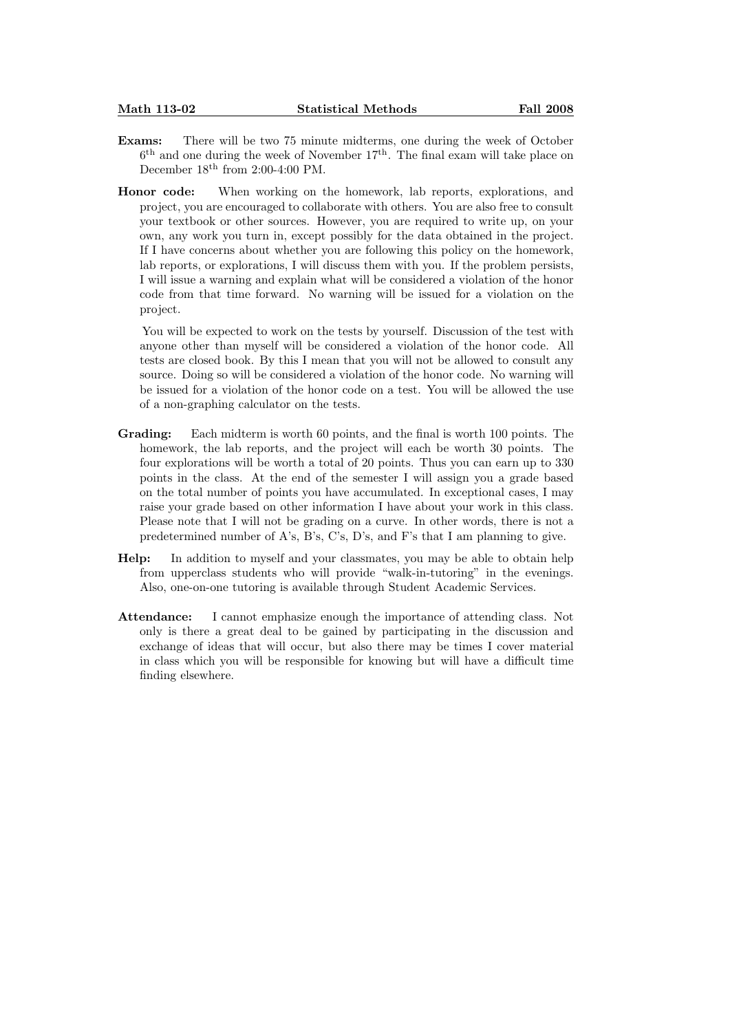**Exams:** There will be two 75 minute midterms, one during the week of October 6th and one during the week of November 17th. The final exam will take place on December 18th from 2:00-4:00 PM.

**Honor code:** When working on the homework, lab reports, explorations, and project, you are encouraged to collaborate with others. You are also free to consult your textbook or other sources. However, you are required to write up, on your own, any work you turn in, except possibly for the data obtained in the project. If I have concerns about whether you are following this policy on the homework, lab reports, or explorations, I will discuss them with you. If the problem persists, I will issue a warning and explain what will be considered a violation of the honor code from that time forward. No warning will be issued for a violation on the project.

You will be expected to work on the tests by yourself. Discussion of the test with anyone other than myself will be considered a violation of the honor code. All tests are closed book. By this I mean that you will not be allowed to consult any source. Doing so will be considered a violation of the honor code. No warning will be issued for a violation of the honor code on a test. You will be allowed the use of a non-graphing calculator on the tests.

**Grading:** Each midterm is worth 60 points, and the final is worth 100 points. The homework, the lab reports, and the project will each be worth 30 points. The four explorations will be worth a total of 20 points. Thus you can earn up to 330 points in the class. At the end of the semester I will assign you a grade based on the total number of points you have accumulated. In exceptional cases, I may raise your grade based on other information I have about your work in this class. Please note that I will not be grading on a curve. In other words, there is not a predetermined number of A's, B's, C's, D's, and F's that I am planning to give.

**Help:** In addition to myself and your classmates, you may be able to obtain help from upperclass students who will provide "walk-in-tutoring" in the evenings. Also, one-on-one tutoring is available through Student Academic Services.

**Attendance:** I cannot emphasize enough the importance of attending class. Not only is there a great deal to be gained by participating in the discussion and exchange of ideas that will occur, but also there may be times I cover material in class which you will be responsible for knowing but will have a difficult time finding elsewhere.